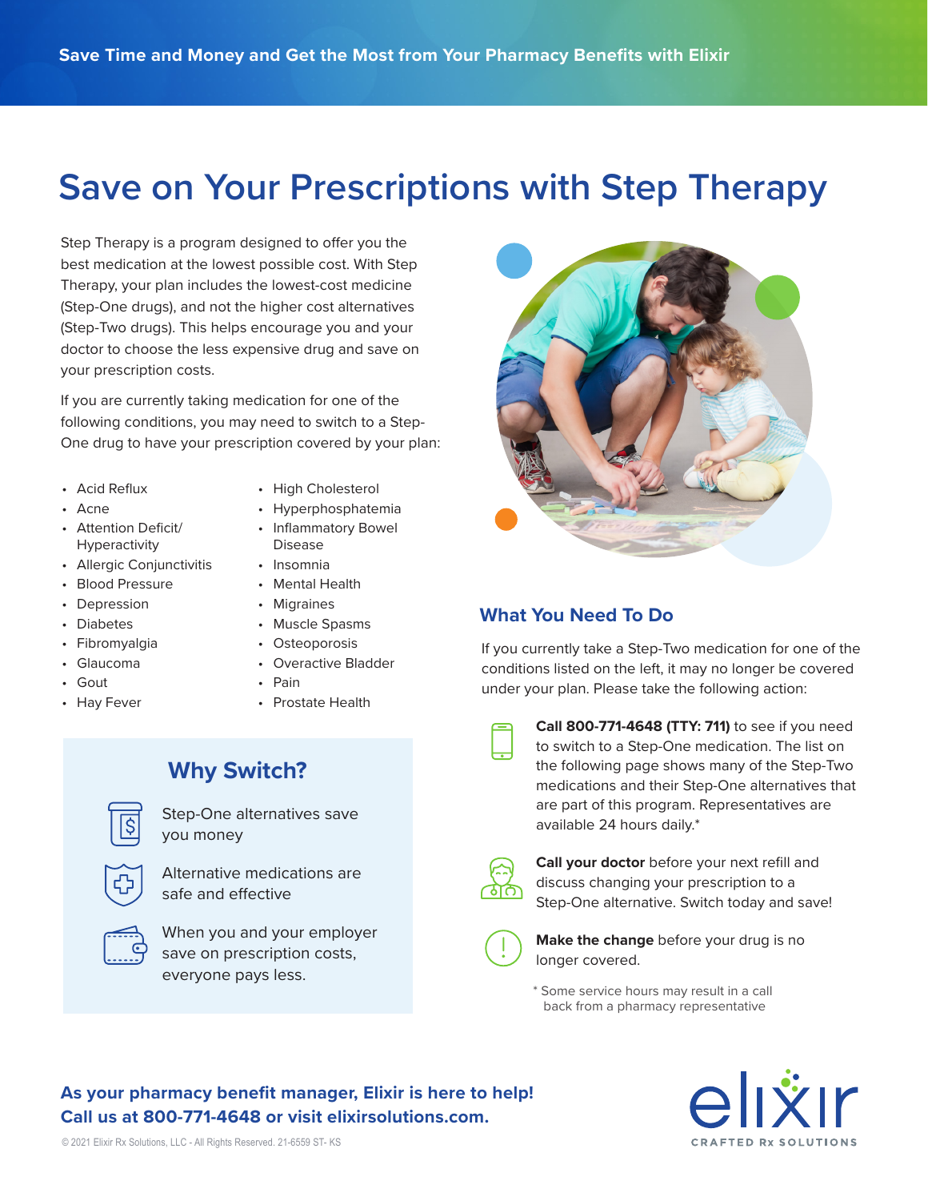Save Time and Money and Get the Most from Your Pharmacy Benefits with Elixir

# Save on Your Prescriptions with Step Therapy

Step Therapy is a program designed to offer you the best medication at the lowest possible cost. With Step Therapy, your plan includes the lowest-cost medicine (Step-One drugs), and not the higher cost alternatives (Step-Two drugs). This helps encourage you and your doctor to choose the less expensive drug and save on your prescription costs.

If you are currently taking medication for one of the following conditions, you may need to switch to a Step-One drug to have your prescription covered by your plan:

- Acid Reflux
- Acne
- Attention Deficit/ Hyperactivity
- Allergic Conjunctivitis
- Blood Pressure
- Depression
- Diabetes
- Fibromyalgia
- Glaucoma
- Gout
- Hay Fever
- High Cholesterol
- Hyperphosphatemia
- Inflammatory Bowel Disease
- Insomnia
- Mental Health
- Migraines
- Muscle Spasms
- Osteoporosis
- Overactive Bladder
- Pain
- Prostate Health

## Why Switch?

- Step-One alternatives save you money
- Alternative medications are safe and effective
- When you and your employer save on prescription costs, everyone pays less.

## What You Need To Do

If you currently take a Step-Two medication for one of the conditions listed on the left, it may no longer be covered under your plan. Please take the following action:

**Call 800-771-4648 (TTY: 711)** to see if you need to switch to a Step-One medication. The list on the following page shows many of the Step-Two medications and their Step-One alternatives that are part of this program. Representatives are available 24 hours daily.*

**Call your doctor** before your next refill and discuss changing your prescription to a Step-One alternative. Switch today and save!

**Make the change** before your drug is no longer covered.

* Some service hours may result in a call back from a pharmacy representative

**As your pharmacy benefit manager, Elixir is here to help! Call us at 800-771-4648 or visit elixirsolutions.com.**

elixir
CRAFTED Rx SOLUTIONS

© 2021 Elixir Rx Solutions, LLC - All Rights Reserved. 21-6559 ST- KS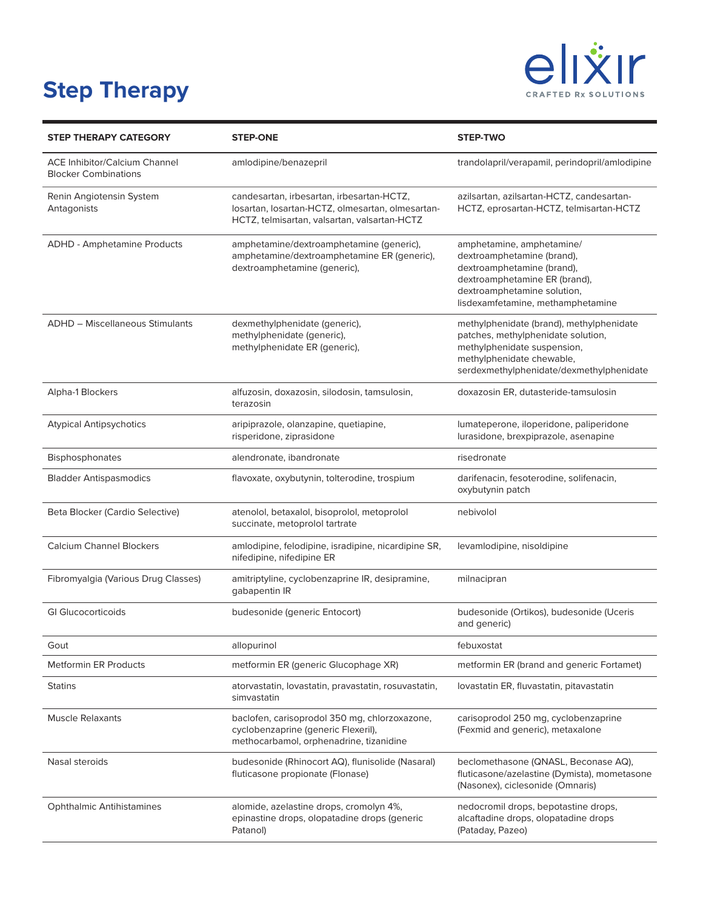# Step Therapy

| STEP THERAPY CATEGORY | STEP-ONE | STEP-TWO |
|---|---|---|
| ACE Inhibitor/Calcium Channel Blocker Combinations | amlodipine/benazepril | trandolapril/verapamil, perindopril/amlodipine |
| Renin Angiotensin System Antagonists | candesartan, irbesartan, irbesartan-HCTZ, losartan, losartan-HCTZ, olmesartan, olmesartan-HCTZ, telmisartan, valsartan, valsartan-HCTZ | azilsartan, azilsartan-HCTZ, candesartan-HCTZ, eprosartan-HCTZ, telmisartan-HCTZ |
| ADHD - Amphetamine Products | amphetamine/dextroamphetamine (generic), amphetamine/dextroamphetamine ER (generic), dextroamphetamine (generic), | amphetamine, amphetamine/ dextroamphetamine (brand), dextroamphetamine (brand), dextroamphetamine ER (brand), dextroamphetamine solution, lisdexamfetamine, methamphetamine |
| ADHD – Miscellaneous Stimulants | dexmethylphenidate (generic), methylphenidate (generic), methylphenidate ER (generic), | methylphenidate (brand), methylphenidate patches, methylphenidate solution, methylphenidate suspension, methylphenidate chewable, serdexmethylphenidate/dexmethylphenidate |
| Alpha-1 Blockers | alfuzosin, doxazosin, silodosin, tamsulosin, terazosin | doxazosin ER, dutasteride-tamsulosin |
| Atypical Antipsychotics | aripiprazole, olanzapine, quetiapine, risperidone, ziprasidone | lumateperone, iloperidone, paliperidone lurasidone, brexpiprazole, asenapine |
| Bisphosphonates | alendronate, ibandronate | risedronate |
| Bladder Antispasmodics | flavoxate, oxybutynin, tolterodine, trospium | darifenacin, fesoterodine, solifenacin, oxybutynin patch |
| Beta Blocker (Cardio Selective) | atenolol, betaxalol, bisoprolol, metoprolol succinate, metoprolol tartrate | nebivolol |
| Calcium Channel Blockers | amlodipine, felodipine, isradipine, nicardipine SR, nifedipine, nifedipine ER | levamlodipine, nisoldipine |
| Fibromyalgia (Various Drug Classes) | amitriptyline, cyclobenzaprine IR, desipramine, gabapentin IR | milnacipran |
| GI Glucocorticoids | budesonide (generic Entocort) | budesonide (Ortikos), budesonide (Uceris and generic) |
| Gout | allopurinol | febuxostat |
| Metformin ER Products | metformin ER (generic Glucophage XR) | metformin ER (brand and generic Fortamet) |
| Statins | atorvastatin, lovastatin, pravastatin, rosuvastatin, simvastatin | lovastatin ER, fluvastatin, pitavastatin |
| Muscle Relaxants | baclofen, carisoprodol 350 mg, chlorzoxazone, cyclobenzaprine (generic Flexeril), methocarbamol, orphenadrine, tizanidine | carisoprodol 250 mg, cyclobenzaprine (Fexmid and generic), metaxalone |
| Nasal steroids | budesonide (Rhinocort AQ), flunisolide (Nasaral) fluticasone propionate (Flonase) | beclomethasone (QNASL, Beconase AQ), fluticasone/azelastine (Dymista), mometasone (Nasonex), ciclesonide (Omnaris) |
| Ophthalmic Antihistamines | alomide, azelastine drops, cromolyn 4%, epinastine drops, olopatadine drops (generic Patanol) | nedocromil drops, bepotastine drops, alcaftadine drops, olopatadine drops (Pataday, Pazeo) |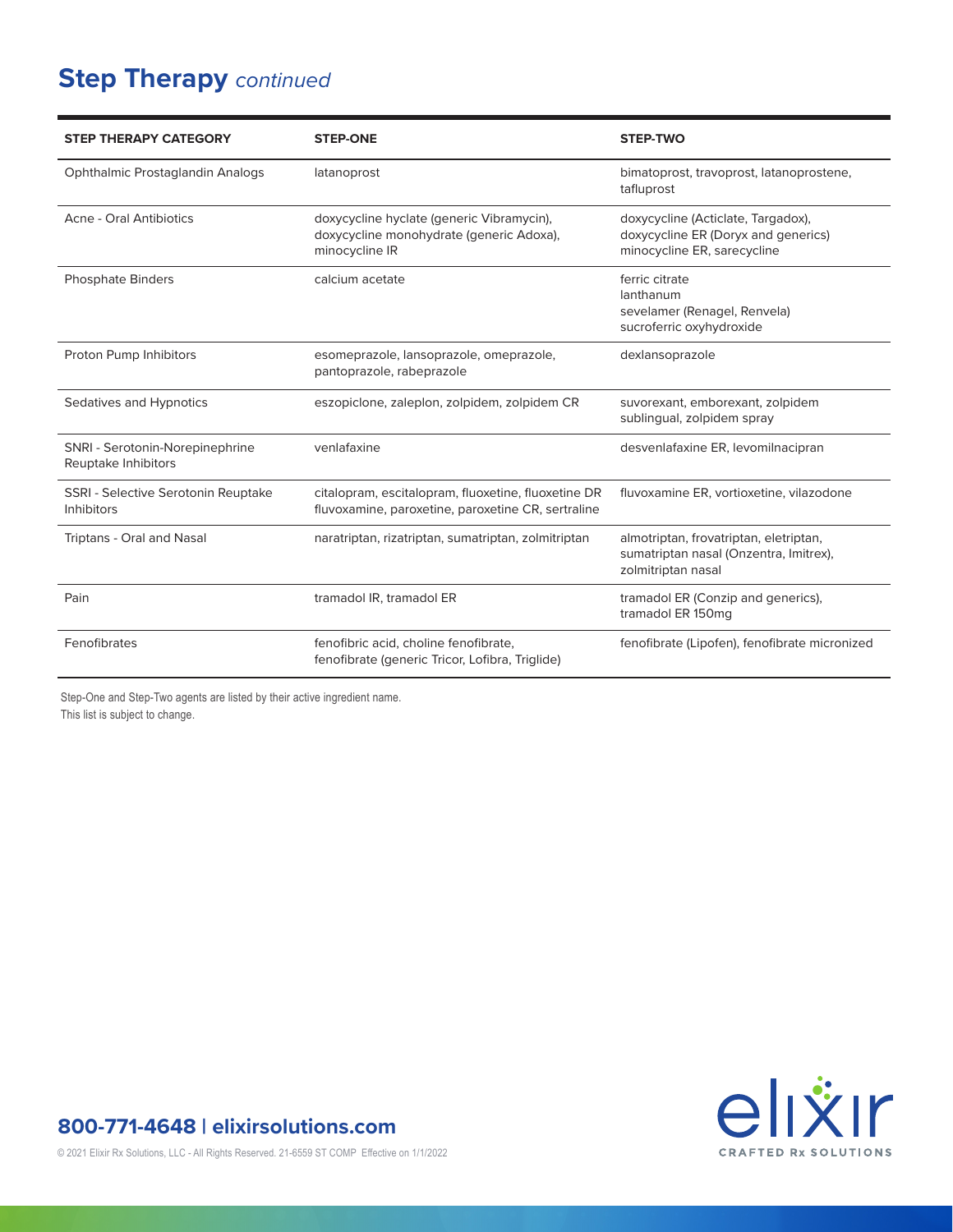# **Step Therapy** *continued*

| STEP THERAPY CATEGORY | STEP-ONE | STEP-TWO |
|---|---|---|
| Ophthalmic Prostaglandin Analogs | latanoprost | bimatoprost, travoprost, latanoprostene, tafluprost |
| Acne - Oral Antibiotics | doxycycline hyclate (generic Vibramycin), doxycycline monohydrate (generic Adoxa), minocycline IR | doxycycline (Acticlate, Targadox), doxycycline ER (Doryx and generics) minocycline ER, sarecycline |
| Phosphate Binders | calcium acetate | ferric citrate<br>lanthanum<br>sevelamer (Renagel, Renvela)<br>sucroferric oxyhydroxide |
| Proton Pump Inhibitors | esomeprazole, lansoprazole, omeprazole, pantoprazole, rabeprazole | dexlansoprazole |
| Sedatives and Hypnotics | eszopiclone, zaleplon, zolpidem, zolpidem CR | suvorexant, emborexant, zolpidem sublingual, zolpidem spray |
| SNRI - Serotonin-Norepinephrine Reuptake Inhibitors | venlafaxine | desvenlafaxine ER, levomilnacipran |
| SSRI - Selective Serotonin Reuptake Inhibitors | citalopram, escitalopram, fluoxetine, fluoxetine DR fluvoxamine, paroxetine, paroxetine CR, sertraline | fluvoxamine ER, vortioxetine, vilazodone |
| Triptans - Oral and Nasal | naratriptan, rizatriptan, sumatriptan, zolmitriptan | almotriptan, frovatriptan, eletriptan, sumatriptan nasal (Onzentra, Imitrex), zolmitriptan nasal |
| Pain | tramadol IR, tramadol ER | tramadol ER (Conzip and generics), tramadol ER 150mg |
| Fenofibrates | fenofibric acid, choline fenofibrate, fenofibrate (generic Tricor, Lofibra, Triglide) | fenofibrate (Lipofen), fenofibrate micronized |

Step-One and Step-Two agents are listed by their active ingredient name.
This list is subject to change.

**800-771-4648 | elixirsolutions.com**

© 2021 Elixir Rx Solutions, LLC - All Rights Reserved. 21-6559 ST COMP Effective on 1/1/2022

elixir CRAFTED Rx SOLUTIONS